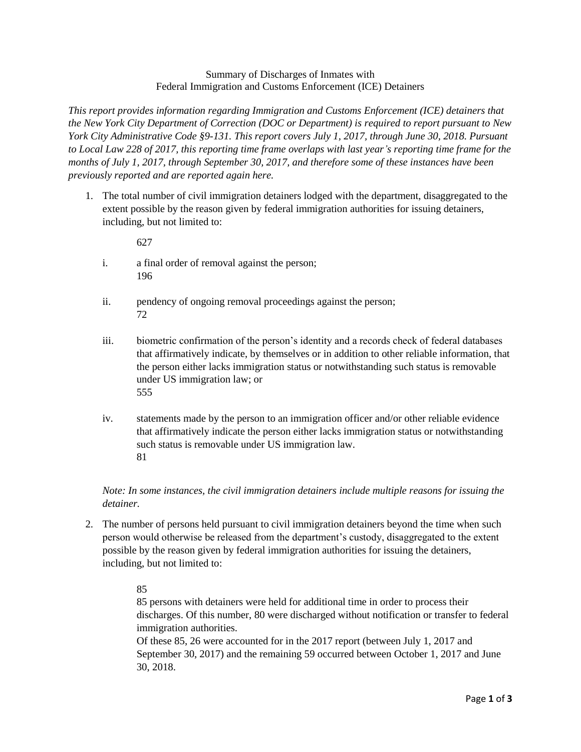# Summary of Discharges of Inmates with Federal Immigration and Customs Enforcement (ICE) Detainers

*This report provides information regarding Immigration and Customs Enforcement (ICE) detainers that the New York City Department of Correction (DOC or Department) is required to report pursuant to New York City Administrative Code §9-131. This report covers July 1, 2017, through June 30, 2018. Pursuant to Local Law 228 of 2017, this reporting time frame overlaps with last year's reporting time frame for the months of July 1, 2017, through September 30, 2017, and therefore some of these instances have been previously reported and are reported again here.*

1. The total number of civil immigration detainers lodged with the department, disaggregated to the extent possible by the reason given by federal immigration authorities for issuing detainers, including, but not limited to:

   627

   i. a final order of removal against the person;
      196

   ii. pendency of ongoing removal proceedings against the person;
      72

   iii. biometric confirmation of the person's identity and a records check of federal databases that affirmatively indicate, by themselves or in addition to other reliable information, that the person either lacks immigration status or notwithstanding such status is removable under US immigration law; or
      555

   iv. statements made by the person to an immigration officer and/or other reliable evidence that affirmatively indicate the person either lacks immigration status or notwithstanding such status is removable under US immigration law.
      81

   *Note: In some instances, the civil immigration detainers include multiple reasons for issuing the detainer.*

2. The number of persons held pursuant to civil immigration detainers beyond the time when such person would otherwise be released from the department's custody, disaggregated to the extent possible by the reason given by federal immigration authorities for issuing the detainers, including, but not limited to:

   85

   85 persons with detainers were held for additional time in order to process their discharges. Of this number, 80 were discharged without notification or transfer to federal immigration authorities.
   Of these 85, 26 were accounted for in the 2017 report (between July 1, 2017 and September 30, 2017) and the remaining 59 occurred between October 1, 2017 and June 30, 2018.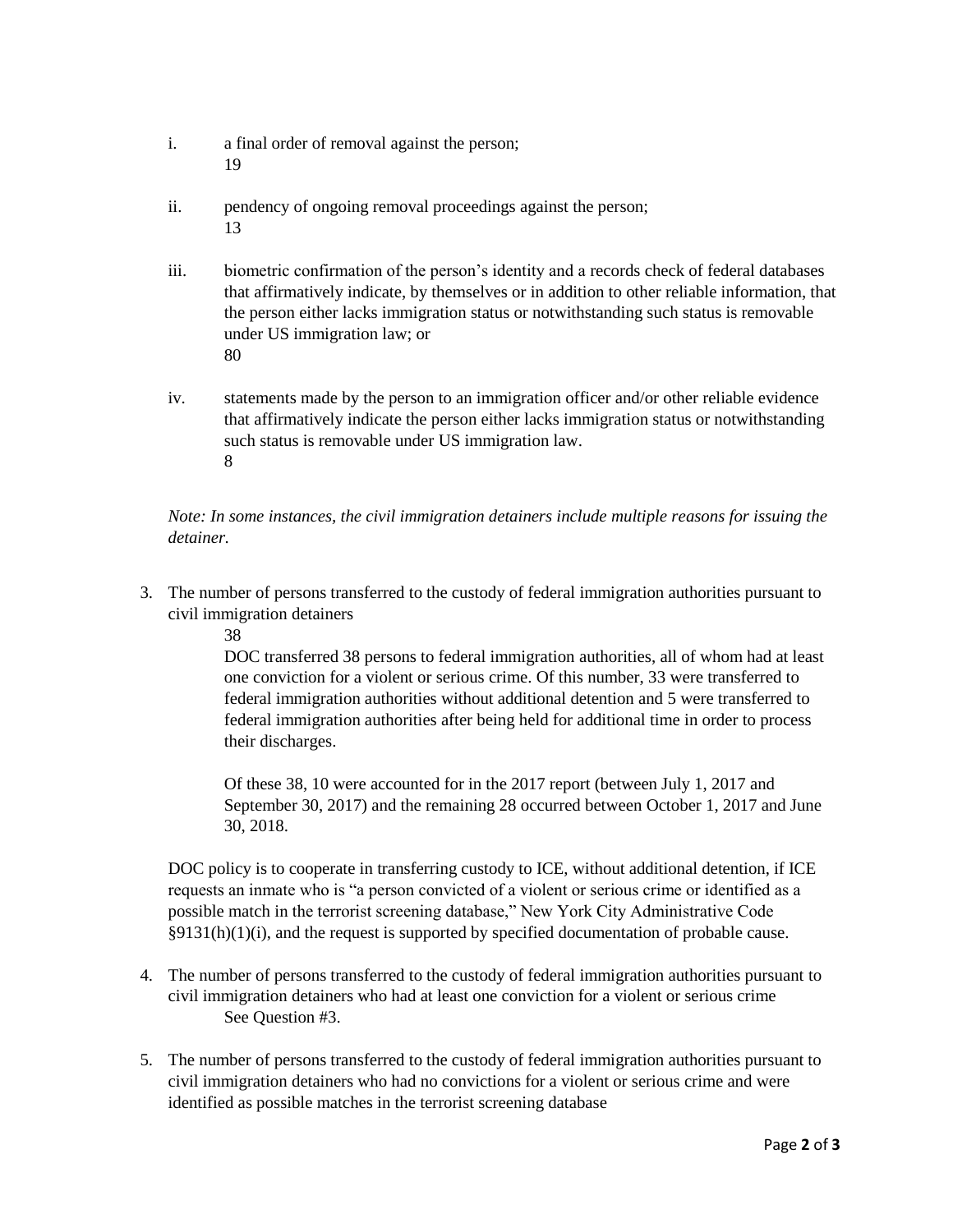i. a final order of removal against the person;
   19

ii. pendency of ongoing removal proceedings against the person;
   13

iii. biometric confirmation of the person's identity and a records check of federal databases that affirmatively indicate, by themselves or in addition to other reliable information, that the person either lacks immigration status or notwithstanding such status is removable under US immigration law; or
   80

iv. statements made by the person to an immigration officer and/or other reliable evidence that affirmatively indicate the person either lacks immigration status or notwithstanding such status is removable under US immigration law.
   8

*Note: In some instances, the civil immigration detainers include multiple reasons for issuing the detainer.*

3. The number of persons transferred to the custody of federal immigration authorities pursuant to civil immigration detainers

   38

   DOC transferred 38 persons to federal immigration authorities, all of whom had at least one conviction for a violent or serious crime. Of this number, 33 were transferred to federal immigration authorities without additional detention and 5 were transferred to federal immigration authorities after being held for additional time in order to process their discharges.

   Of these 38, 10 were accounted for in the 2017 report (between July 1, 2017 and September 30, 2017) and the remaining 28 occurred between October 1, 2017 and June 30, 2018.

   DOC policy is to cooperate in transferring custody to ICE, without additional detention, if ICE requests an inmate who is "a person convicted of a violent or serious crime or identified as a possible match in the terrorist screening database," New York City Administrative Code §9131(h)(1)(i), and the request is supported by specified documentation of probable cause.

4. The number of persons transferred to the custody of federal immigration authorities pursuant to civil immigration detainers who had at least one conviction for a violent or serious crime

   See Question #3.

5. The number of persons transferred to the custody of federal immigration authorities pursuant to civil immigration detainers who had no convictions for a violent or serious crime and were identified as possible matches in the terrorist screening database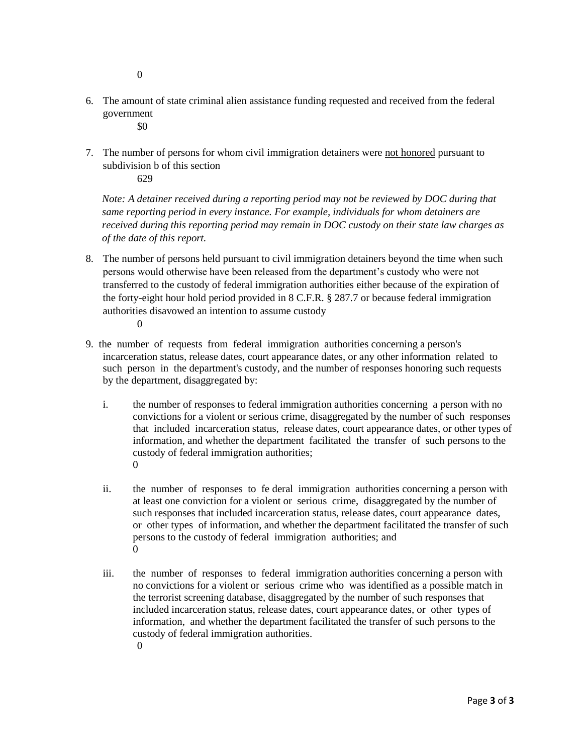0

6. The amount of state criminal alien assistance funding requested and received from the federal government

   $0

7. The number of persons for whom civil immigration detainers were not honored pursuant to subdivision b of this section

   629

   *Note: A detainer received during a reporting period may not be reviewed by DOC during that same reporting period in every instance. For example, individuals for whom detainers are received during this reporting period may remain in DOC custody on their state law charges as of the date of this report.*

8. The number of persons held pursuant to civil immigration detainers beyond the time when such persons would otherwise have been released from the department's custody who were not transferred to the custody of federal immigration authorities either because of the expiration of the forty-eight hour hold period provided in 8 C.F.R. § 287.7 or because federal immigration authorities disavowed an intention to assume custody

   0

9. the number of requests from federal immigration authorities concerning a person's incarceration status, release dates, court appearance dates, or any other information related to such person in the department's custody, and the number of responses honoring such requests by the department, disaggregated by:

   i. the number of responses to federal immigration authorities concerning a person with no convictions for a violent or serious crime, disaggregated by the number of such responses that included incarceration status, release dates, court appearance dates, or other types of information, and whether the department facilitated the transfer of such persons to the custody of federal immigration authorities;

      0

   ii. the number of responses to fe deral immigration authorities concerning a person with at least one conviction for a violent or serious crime, disaggregated by the number of such responses that included incarceration status, release dates, court appearance dates, or other types of information, and whether the department facilitated the transfer of such persons to the custody of federal immigration authorities; and

      0

   iii. the number of responses to federal immigration authorities concerning a person with no convictions for a violent or serious crime who was identified as a possible match in the terrorist screening database, disaggregated by the number of such responses that included incarceration status, release dates, court appearance dates, or other types of information, and whether the department facilitated the transfer of such persons to the custody of federal immigration authorities.

      0